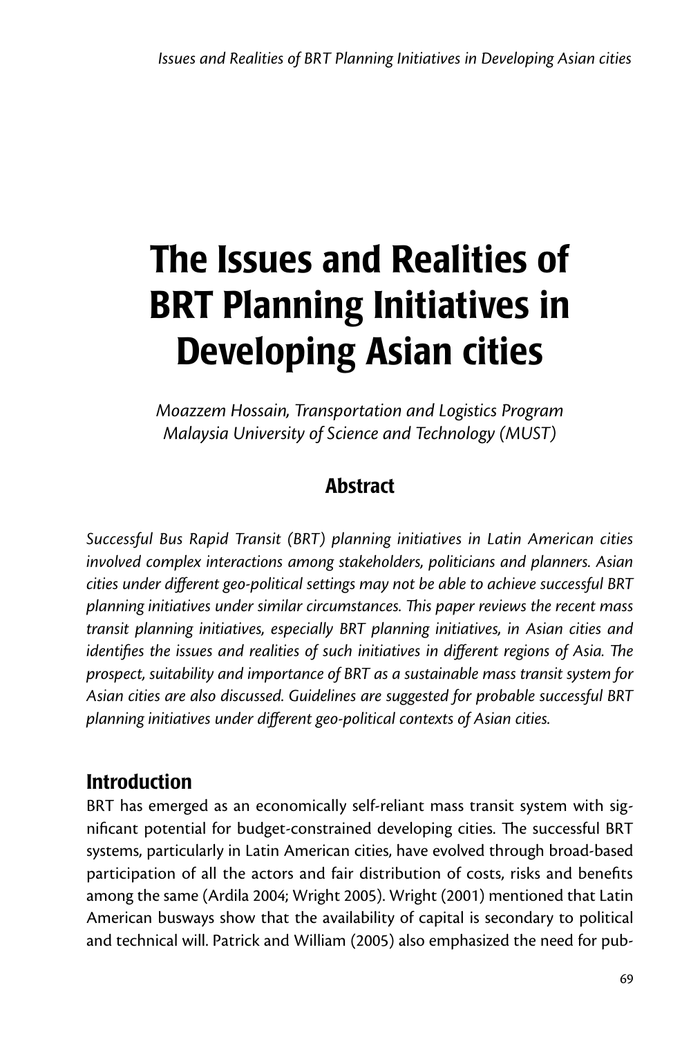# The Issues and Realities of BRT Planning Initiatives in Developing Asian cities

*Moazzem Hossain, Transportation and Logistics Program*
*Malaysia University of Science and Technology (MUST)*

## Abstract

*Successful Bus Rapid Transit (BRT) planning initiatives in Latin American cities involved complex interactions among stakeholders, politicians and planners. Asian cities under different geo-political settings may not be able to achieve successful BRT planning initiatives under similar circumstances. This paper reviews the recent mass transit planning initiatives, especially BRT planning initiatives, in Asian cities and identifies the issues and realities of such initiatives in different regions of Asia. The prospect, suitability and importance of BRT as a sustainable mass transit system for Asian cities are also discussed. Guidelines are suggested for probable successful BRT planning initiatives under different geo-political contexts of Asian cities.*

## Introduction

BRT has emerged as an economically self-reliant mass transit system with significant potential for budget-constrained developing cities. The successful BRT systems, particularly in Latin American cities, have evolved through broad-based participation of all the actors and fair distribution of costs, risks and benefits among the same (Ardila 2004; Wright 2005). Wright (2001) mentioned that Latin American busways show that the availability of capital is secondary to political and technical will. Patrick and William (2005) also emphasized the need for pub-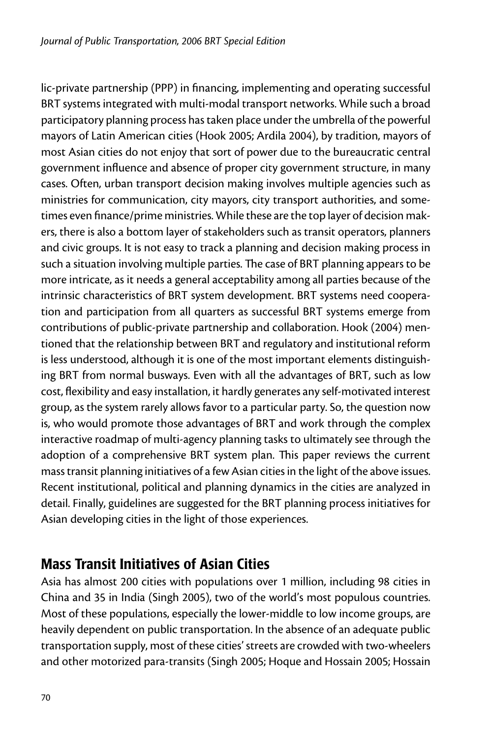lic-private partnership (PPP) in financing, implementing and operating successful BRT systems integrated with multi-modal transport networks. While such a broad participatory planning process has taken place under the umbrella of the powerful mayors of Latin American cities (Hook 2005; Ardila 2004), by tradition, mayors of most Asian cities do not enjoy that sort of power due to the bureaucratic central government influence and absence of proper city government structure, in many cases. Often, urban transport decision making involves multiple agencies such as ministries for communication, city mayors, city transport authorities, and sometimes even finance/prime ministries. While these are the top layer of decision makers, there is also a bottom layer of stakeholders such as transit operators, planners and civic groups. It is not easy to track a planning and decision making process in such a situation involving multiple parties. The case of BRT planning appears to be more intricate, as it needs a general acceptability among all parties because of the intrinsic characteristics of BRT system development. BRT systems need cooperation and participation from all quarters as successful BRT systems emerge from contributions of public-private partnership and collaboration. Hook (2004) mentioned that the relationship between BRT and regulatory and institutional reform is less understood, although it is one of the most important elements distinguishing BRT from normal busways. Even with all the advantages of BRT, such as low cost, flexibility and easy installation, it hardly generates any self-motivated interest group, as the system rarely allows favor to a particular party. So, the question now is, who would promote those advantages of BRT and work through the complex interactive roadmap of multi-agency planning tasks to ultimately see through the adoption of a comprehensive BRT system plan. This paper reviews the current mass transit planning initiatives of a few Asian cities in the light of the above issues. Recent institutional, political and planning dynamics in the cities are analyzed in detail. Finally, guidelines are suggested for the BRT planning process initiatives for Asian developing cities in the light of those experiences.

## Mass Transit Initiatives of Asian Cities

Asia has almost 200 cities with populations over 1 million, including 98 cities in China and 35 in India (Singh 2005), two of the world's most populous countries. Most of these populations, especially the lower-middle to low income groups, are heavily dependent on public transportation. In the absence of an adequate public transportation supply, most of these cities' streets are crowded with two-wheelers and other motorized para-transits (Singh 2005; Hoque and Hossain 2005; Hossain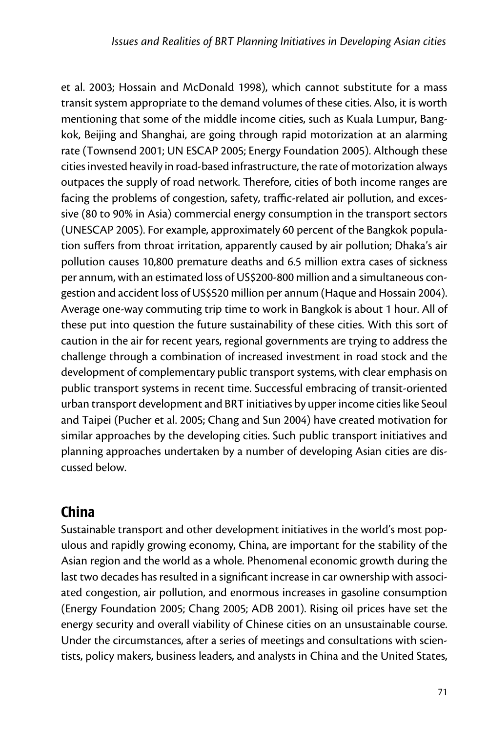et al. 2003; Hossain and McDonald 1998), which cannot substitute for a mass transit system appropriate to the demand volumes of these cities. Also, it is worth mentioning that some of the middle income cities, such as Kuala Lumpur, Bangkok, Beijing and Shanghai, are going through rapid motorization at an alarming rate (Townsend 2001; UN ESCAP 2005; Energy Foundation 2005). Although these cities invested heavily in road-based infrastructure, the rate of motorization always outpaces the supply of road network. Therefore, cities of both income ranges are facing the problems of congestion, safety, traffic-related air pollution, and excessive (80 to 90% in Asia) commercial energy consumption in the transport sectors (UNESCAP 2005). For example, approximately 60 percent of the Bangkok population suffers from throat irritation, apparently caused by air pollution; Dhaka's air pollution causes 10,800 premature deaths and 6.5 million extra cases of sickness per annum, with an estimated loss of US$200-800 million and a simultaneous congestion and accident loss of US$520 million per annum (Haque and Hossain 2004). Average one-way commuting trip time to work in Bangkok is about 1 hour. All of these put into question the future sustainability of these cities. With this sort of caution in the air for recent years, regional governments are trying to address the challenge through a combination of increased investment in road stock and the development of complementary public transport systems, with clear emphasis on public transport systems in recent time. Successful embracing of transit-oriented urban transport development and BRT initiatives by upper income cities like Seoul and Taipei (Pucher et al. 2005; Chang and Sun 2004) have created motivation for similar approaches by the developing cities. Such public transport initiatives and planning approaches undertaken by a number of developing Asian cities are discussed below.

## China

Sustainable transport and other development initiatives in the world's most populous and rapidly growing economy, China, are important for the stability of the Asian region and the world as a whole. Phenomenal economic growth during the last two decades has resulted in a significant increase in car ownership with associated congestion, air pollution, and enormous increases in gasoline consumption (Energy Foundation 2005; Chang 2005; ADB 2001). Rising oil prices have set the energy security and overall viability of Chinese cities on an unsustainable course. Under the circumstances, after a series of meetings and consultations with scientists, policy makers, business leaders, and analysts in China and the United States,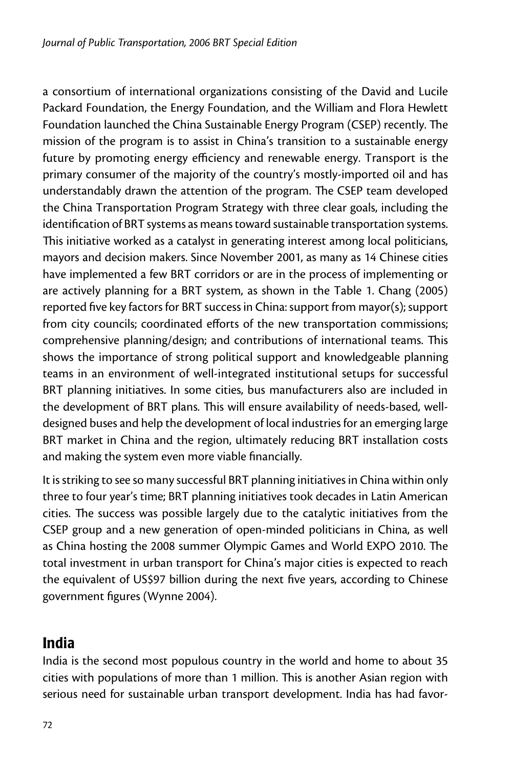a consortium of international organizations consisting of the David and Lucile Packard Foundation, the Energy Foundation, and the William and Flora Hewlett Foundation launched the China Sustainable Energy Program (CSEP) recently. The mission of the program is to assist in China's transition to a sustainable energy future by promoting energy efficiency and renewable energy. Transport is the primary consumer of the majority of the country's mostly-imported oil and has understandably drawn the attention of the program. The CSEP team developed the China Transportation Program Strategy with three clear goals, including the identification of BRT systems as means toward sustainable transportation systems. This initiative worked as a catalyst in generating interest among local politicians, mayors and decision makers. Since November 2001, as many as 14 Chinese cities have implemented a few BRT corridors or are in the process of implementing or are actively planning for a BRT system, as shown in the Table 1. Chang (2005) reported five key factors for BRT success in China: support from mayor(s); support from city councils; coordinated efforts of the new transportation commissions; comprehensive planning/design; and contributions of international teams. This shows the importance of strong political support and knowledgeable planning teams in an environment of well-integrated institutional setups for successful BRT planning initiatives. In some cities, bus manufacturers also are included in the development of BRT plans. This will ensure availability of needs-based, well-designed buses and help the development of local industries for an emerging large BRT market in China and the region, ultimately reducing BRT installation costs and making the system even more viable financially.

It is striking to see so many successful BRT planning initiatives in China within only three to four year's time; BRT planning initiatives took decades in Latin American cities. The success was possible largely due to the catalytic initiatives from the CSEP group and a new generation of open-minded politicians in China, as well as China hosting the 2008 summer Olympic Games and World EXPO 2010. The total investment in urban transport for China's major cities is expected to reach the equivalent of US$97 billion during the next five years, according to Chinese government figures (Wynne 2004).

## India

India is the second most populous country in the world and home to about 35 cities with populations of more than 1 million. This is another Asian region with serious need for sustainable urban transport development. India has had favor-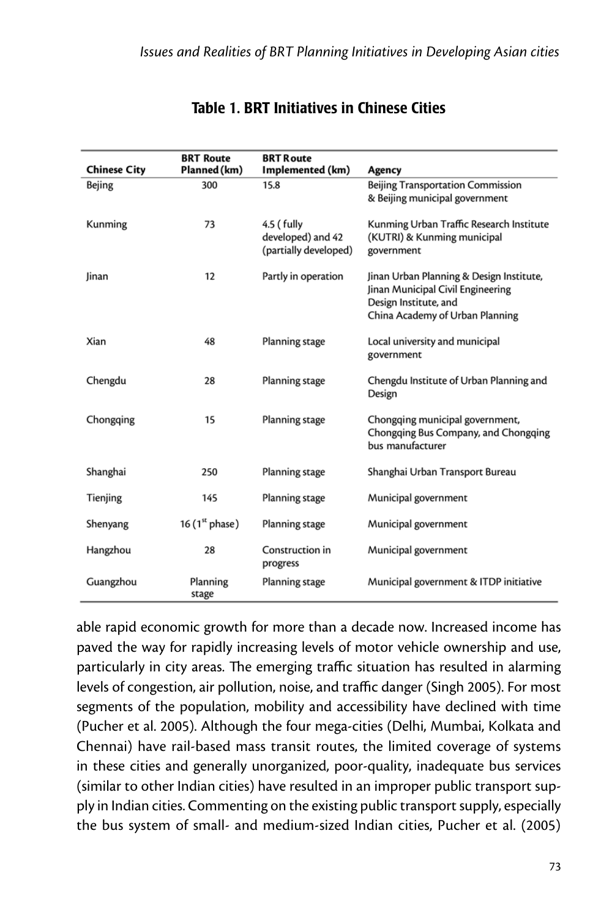**Table 1. BRT Initiatives in Chinese Cities**

| Chinese City | BRT Route Planned (km) | BRT Route Implemented (km) | Agency |
|---|---|---|---|
| Bejing | 300 | 15.8 | Beijing Transportation Commission & Beijing municipal government |
| Kunming | 73 | 4.5 ( fully developed) and 42 (partially developed) | Kunming Urban Traffic Research Institute (KUTRI) & Kunming municipal government |
| Jinan | 12 | Partly in operation | Jinan Urban Planning & Design Institute, Jinan Municipal Civil Engineering Design Institute, and China Academy of Urban Planning |
| Xian | 48 | Planning stage | Local university and municipal government |
| Chengdu | 28 | Planning stage | Chengdu Institute of Urban Planning and Design |
| Chongqing | 15 | Planning stage | Chongqing municipal government, Chongqing Bus Company, and Chongqing bus manufacturer |
| Shanghai | 250 | Planning stage | Shanghai Urban Transport Bureau |
| Tienjing | 145 | Planning stage | Municipal government |
| Shenyang | 16 (1st phase) | Planning stage | Municipal government |
| Hangzhou | 28 | Construction in progress | Municipal government |
| Guangzhou | Planning stage | Planning stage | Municipal government & ITDP initiative |

able rapid economic growth for more than a decade now. Increased income has paved the way for rapidly increasing levels of motor vehicle ownership and use, particularly in city areas. The emerging traffic situation has resulted in alarming levels of congestion, air pollution, noise, and traffic danger (Singh 2005). For most segments of the population, mobility and accessibility have declined with time (Pucher et al. 2005). Although the four mega-cities (Delhi, Mumbai, Kolkata and Chennai) have rail-based mass transit routes, the limited coverage of systems in these cities and generally unorganized, poor-quality, inadequate bus services (similar to other Indian cities) have resulted in an improper public transport supply in Indian cities. Commenting on the existing public transport supply, especially the bus system of small- and medium-sized Indian cities, Pucher et al. (2005)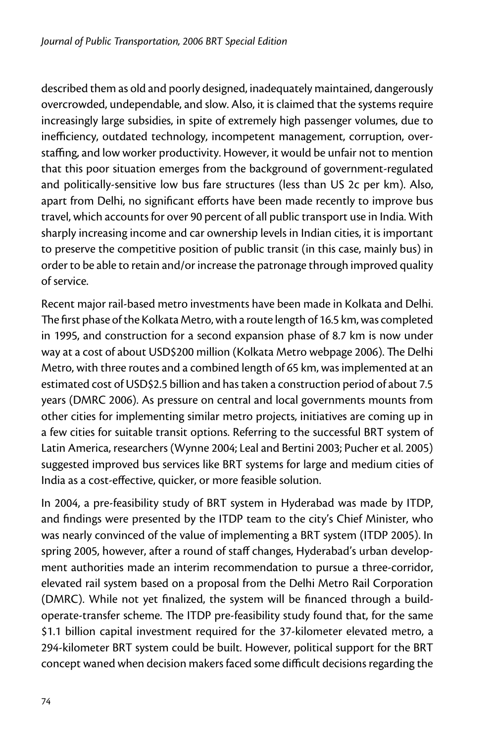described them as old and poorly designed, inadequately maintained, dangerously overcrowded, undependable, and slow. Also, it is claimed that the systems require increasingly large subsidies, in spite of extremely high passenger volumes, due to inefficiency, outdated technology, incompetent management, corruption, overstaffing, and low worker productivity. However, it would be unfair not to mention that this poor situation emerges from the background of government-regulated and politically-sensitive low bus fare structures (less than US 2c per km). Also, apart from Delhi, no significant efforts have been made recently to improve bus travel, which accounts for over 90 percent of all public transport use in India. With sharply increasing income and car ownership levels in Indian cities, it is important to preserve the competitive position of public transit (in this case, mainly bus) in order to be able to retain and/or increase the patronage through improved quality of service.

Recent major rail-based metro investments have been made in Kolkata and Delhi. The first phase of the Kolkata Metro, with a route length of 16.5 km, was completed in 1995, and construction for a second expansion phase of 8.7 km is now under way at a cost of about USD$200 million (Kolkata Metro webpage 2006). The Delhi Metro, with three routes and a combined length of 65 km, was implemented at an estimated cost of USD$2.5 billion and has taken a construction period of about 7.5 years (DMRC 2006). As pressure on central and local governments mounts from other cities for implementing similar metro projects, initiatives are coming up in a few cities for suitable transit options. Referring to the successful BRT system of Latin America, researchers (Wynne 2004; Leal and Bertini 2003; Pucher et al. 2005) suggested improved bus services like BRT systems for large and medium cities of India as a cost-effective, quicker, or more feasible solution.

In 2004, a pre-feasibility study of BRT system in Hyderabad was made by ITDP, and findings were presented by the ITDP team to the city's Chief Minister, who was nearly convinced of the value of implementing a BRT system (ITDP 2005). In spring 2005, however, after a round of staff changes, Hyderabad's urban development authorities made an interim recommendation to pursue a three-corridor, elevated rail system based on a proposal from the Delhi Metro Rail Corporation (DMRC). While not yet finalized, the system will be financed through a build-operate-transfer scheme. The ITDP pre-feasibility study found that, for the same $1.1 billion capital investment required for the 37-kilometer elevated metro, a 294-kilometer BRT system could be built. However, political support for the BRT concept waned when decision makers faced some difficult decisions regarding the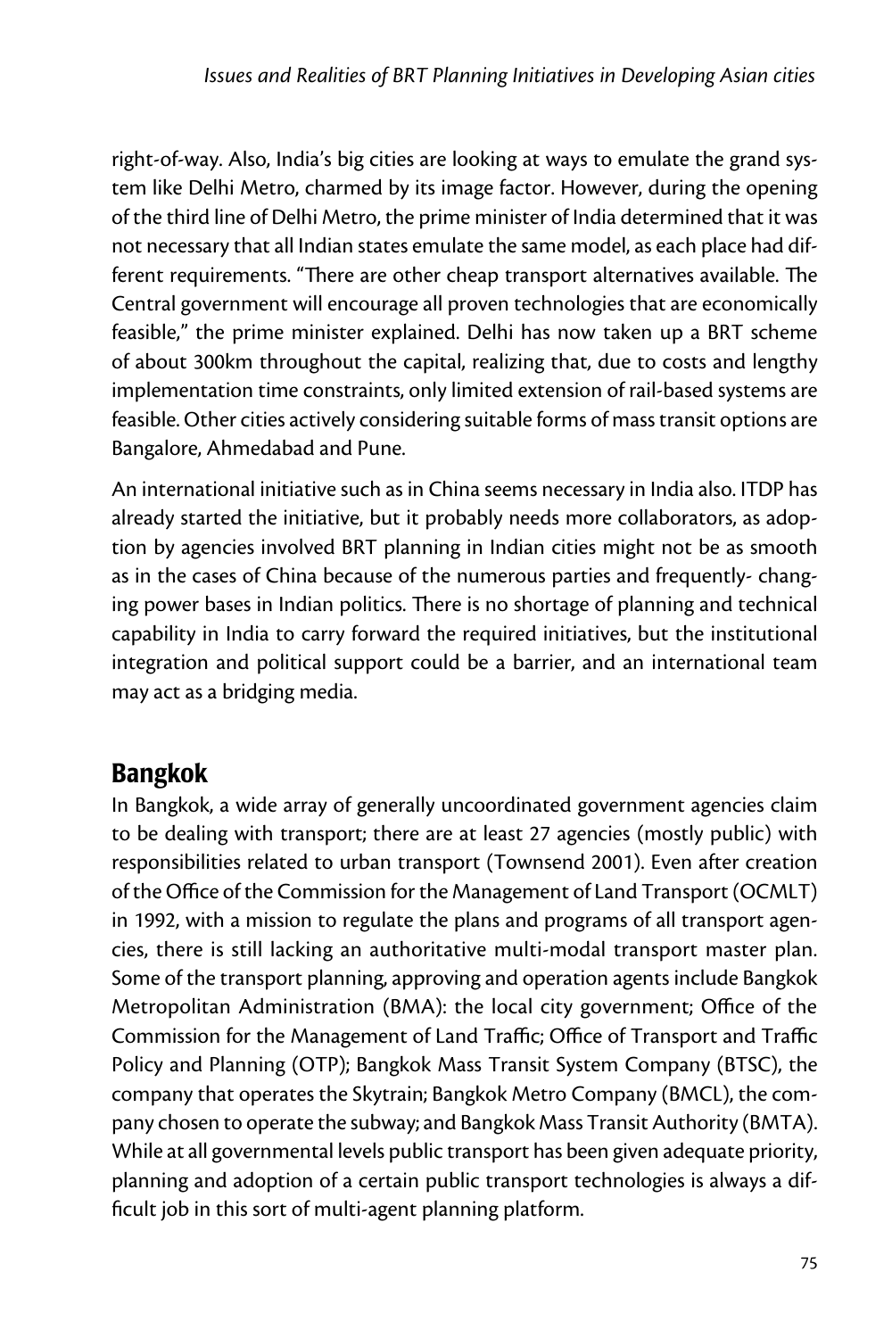right-of-way. Also, India's big cities are looking at ways to emulate the grand system like Delhi Metro, charmed by its image factor. However, during the opening of the third line of Delhi Metro, the prime minister of India determined that it was not necessary that all Indian states emulate the same model, as each place had different requirements. "There are other cheap transport alternatives available. The Central government will encourage all proven technologies that are economically feasible," the prime minister explained. Delhi has now taken up a BRT scheme of about 300km throughout the capital, realizing that, due to costs and lengthy implementation time constraints, only limited extension of rail-based systems are feasible. Other cities actively considering suitable forms of mass transit options are Bangalore, Ahmedabad and Pune.

An international initiative such as in China seems necessary in India also. ITDP has already started the initiative, but it probably needs more collaborators, as adoption by agencies involved BRT planning in Indian cities might not be as smooth as in the cases of China because of the numerous parties and frequently- changing power bases in Indian politics. There is no shortage of planning and technical capability in India to carry forward the required initiatives, but the institutional integration and political support could be a barrier, and an international team may act as a bridging media.

## Bangkok

In Bangkok, a wide array of generally uncoordinated government agencies claim to be dealing with transport; there are at least 27 agencies (mostly public) with responsibilities related to urban transport (Townsend 2001). Even after creation of the Office of the Commission for the Management of Land Transport (OCMLT) in 1992, with a mission to regulate the plans and programs of all transport agencies, there is still lacking an authoritative multi-modal transport master plan. Some of the transport planning, approving and operation agents include Bangkok Metropolitan Administration (BMA): the local city government; Office of the Commission for the Management of Land Traffic; Office of Transport and Traffic Policy and Planning (OTP); Bangkok Mass Transit System Company (BTSC), the company that operates the Skytrain; Bangkok Metro Company (BMCL), the company chosen to operate the subway; and Bangkok Mass Transit Authority (BMTA). While at all governmental levels public transport has been given adequate priority, planning and adoption of a certain public transport technologies is always a difficult job in this sort of multi-agent planning platform.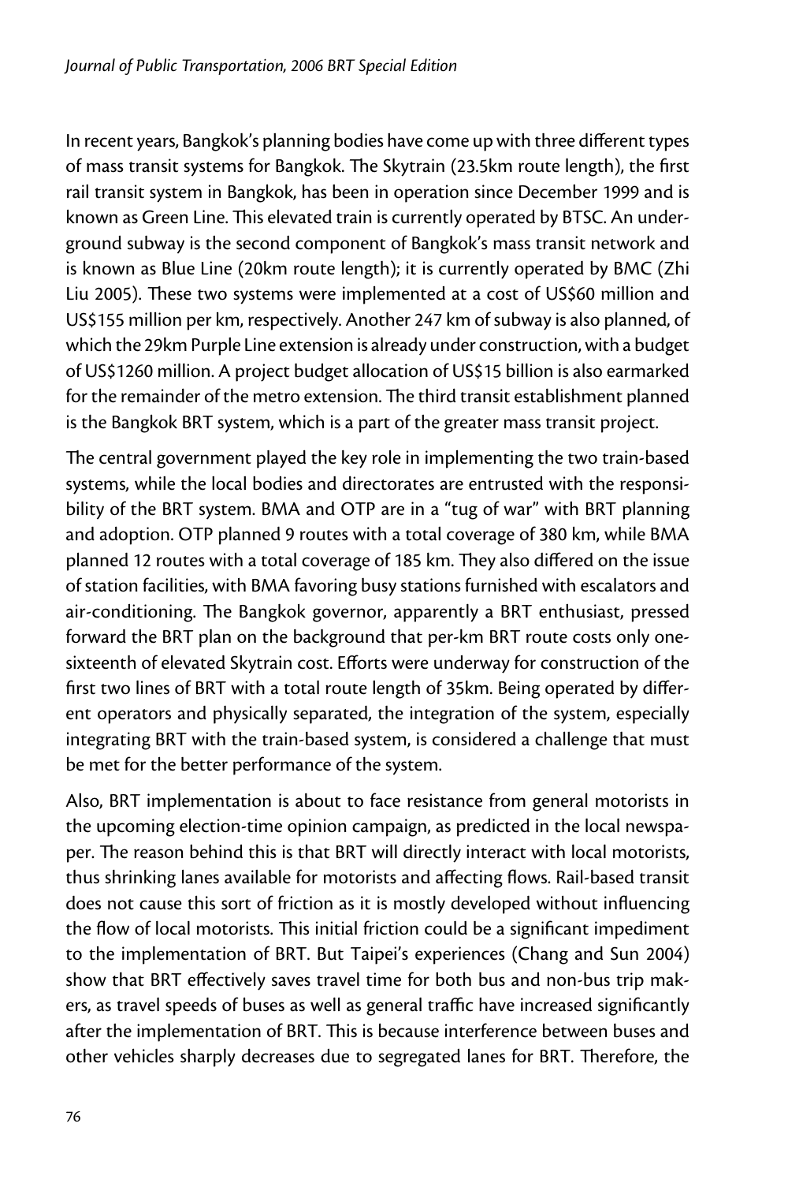In recent years, Bangkok's planning bodies have come up with three different types of mass transit systems for Bangkok. The Skytrain (23.5km route length), the first rail transit system in Bangkok, has been in operation since December 1999 and is known as Green Line. This elevated train is currently operated by BTSC. An underground subway is the second component of Bangkok's mass transit network and is known as Blue Line (20km route length); it is currently operated by BMC (Zhi Liu 2005). These two systems were implemented at a cost of US$60 million and US$155 million per km, respectively. Another 247 km of subway is also planned, of which the 29km Purple Line extension is already under construction, with a budget of US$1260 million. A project budget allocation of US$15 billion is also earmarked for the remainder of the metro extension. The third transit establishment planned is the Bangkok BRT system, which is a part of the greater mass transit project.

The central government played the key role in implementing the two train-based systems, while the local bodies and directorates are entrusted with the responsibility of the BRT system. BMA and OTP are in a "tug of war" with BRT planning and adoption. OTP planned 9 routes with a total coverage of 380 km, while BMA planned 12 routes with a total coverage of 185 km. They also differed on the issue of station facilities, with BMA favoring busy stations furnished with escalators and air-conditioning. The Bangkok governor, apparently a BRT enthusiast, pressed forward the BRT plan on the background that per-km BRT route costs only one-sixteenth of elevated Skytrain cost. Efforts were underway for construction of the first two lines of BRT with a total route length of 35km. Being operated by different operators and physically separated, the integration of the system, especially integrating BRT with the train-based system, is considered a challenge that must be met for the better performance of the system.

Also, BRT implementation is about to face resistance from general motorists in the upcoming election-time opinion campaign, as predicted in the local newspaper. The reason behind this is that BRT will directly interact with local motorists, thus shrinking lanes available for motorists and affecting flows. Rail-based transit does not cause this sort of friction as it is mostly developed without influencing the flow of local motorists. This initial friction could be a significant impediment to the implementation of BRT. But Taipei's experiences (Chang and Sun 2004) show that BRT effectively saves travel time for both bus and non-bus trip makers, as travel speeds of buses as well as general traffic have increased significantly after the implementation of BRT. This is because interference between buses and other vehicles sharply decreases due to segregated lanes for BRT. Therefore, the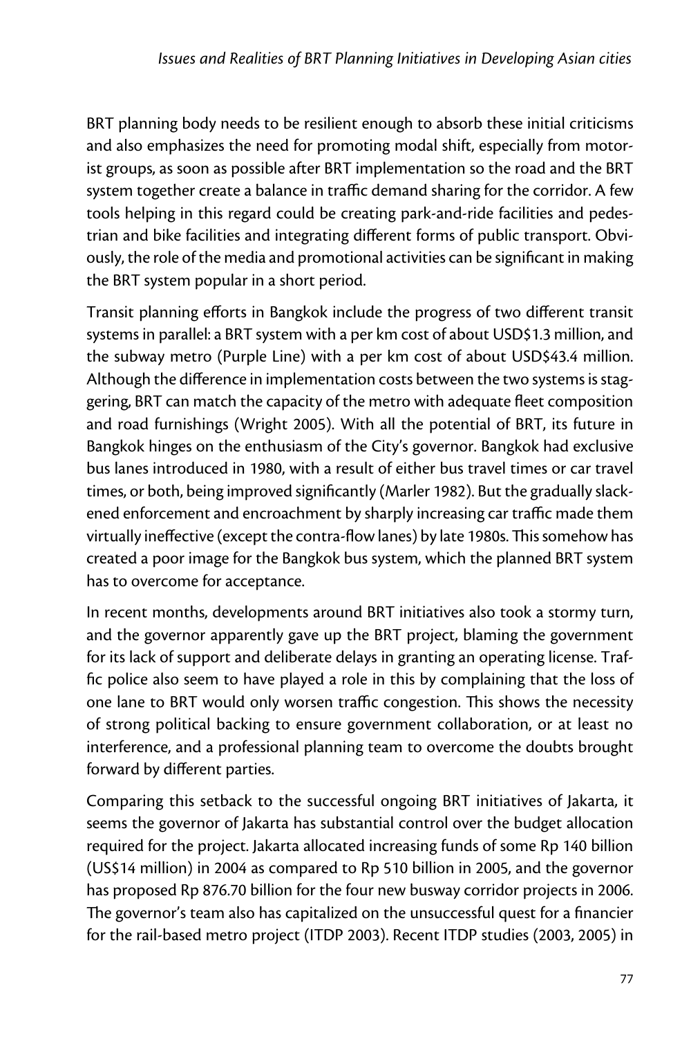BRT planning body needs to be resilient enough to absorb these initial criticisms and also emphasizes the need for promoting modal shift, especially from motorist groups, as soon as possible after BRT implementation so the road and the BRT system together create a balance in traffic demand sharing for the corridor. A few tools helping in this regard could be creating park-and-ride facilities and pedestrian and bike facilities and integrating different forms of public transport. Obviously, the role of the media and promotional activities can be significant in making the BRT system popular in a short period.

Transit planning efforts in Bangkok include the progress of two different transit systems in parallel: a BRT system with a per km cost of about USD$1.3 million, and the subway metro (Purple Line) with a per km cost of about USD$43.4 million. Although the difference in implementation costs between the two systems is staggering, BRT can match the capacity of the metro with adequate fleet composition and road furnishings (Wright 2005). With all the potential of BRT, its future in Bangkok hinges on the enthusiasm of the City's governor. Bangkok had exclusive bus lanes introduced in 1980, with a result of either bus travel times or car travel times, or both, being improved significantly (Marler 1982). But the gradually slackened enforcement and encroachment by sharply increasing car traffic made them virtually ineffective (except the contra-flow lanes) by late 1980s. This somehow has created a poor image for the Bangkok bus system, which the planned BRT system has to overcome for acceptance.

In recent months, developments around BRT initiatives also took a stormy turn, and the governor apparently gave up the BRT project, blaming the government for its lack of support and deliberate delays in granting an operating license. Traffic police also seem to have played a role in this by complaining that the loss of one lane to BRT would only worsen traffic congestion. This shows the necessity of strong political backing to ensure government collaboration, or at least no interference, and a professional planning team to overcome the doubts brought forward by different parties.

Comparing this setback to the successful ongoing BRT initiatives of Jakarta, it seems the governor of Jakarta has substantial control over the budget allocation required for the project. Jakarta allocated increasing funds of some Rp 140 billion (US$14 million) in 2004 as compared to Rp 510 billion in 2005, and the governor has proposed Rp 876.70 billion for the four new busway corridor projects in 2006. The governor's team also has capitalized on the unsuccessful quest for a financier for the rail-based metro project (ITDP 2003). Recent ITDP studies (2003, 2005) in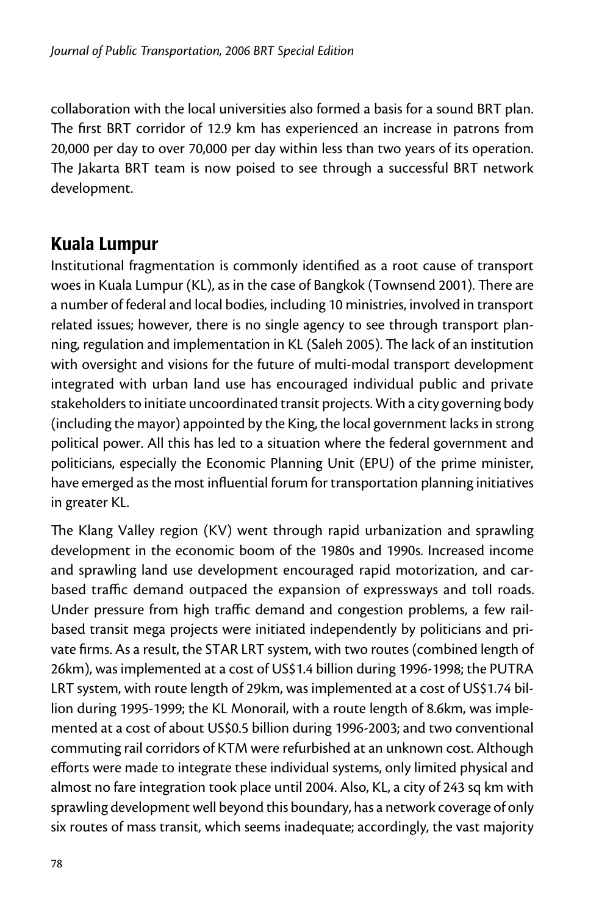collaboration with the local universities also formed a basis for a sound BRT plan. The first BRT corridor of 12.9 km has experienced an increase in patrons from 20,000 per day to over 70,000 per day within less than two years of its operation. The Jakarta BRT team is now poised to see through a successful BRT network development.

## Kuala Lumpur

Institutional fragmentation is commonly identified as a root cause of transport woes in Kuala Lumpur (KL), as in the case of Bangkok (Townsend 2001). There are a number of federal and local bodies, including 10 ministries, involved in transport related issues; however, there is no single agency to see through transport planning, regulation and implementation in KL (Saleh 2005). The lack of an institution with oversight and visions for the future of multi-modal transport development integrated with urban land use has encouraged individual public and private stakeholders to initiate uncoordinated transit projects. With a city governing body (including the mayor) appointed by the King, the local government lacks in strong political power. All this has led to a situation where the federal government and politicians, especially the Economic Planning Unit (EPU) of the prime minister, have emerged as the most influential forum for transportation planning initiatives in greater KL.

The Klang Valley region (KV) went through rapid urbanization and sprawling development in the economic boom of the 1980s and 1990s. Increased income and sprawling land use development encouraged rapid motorization, and car-based traffic demand outpaced the expansion of expressways and toll roads. Under pressure from high traffic demand and congestion problems, a few rail-based transit mega projects were initiated independently by politicians and private firms. As a result, the STAR LRT system, with two routes (combined length of 26km), was implemented at a cost of US$1.4 billion during 1996-1998; the PUTRA LRT system, with route length of 29km, was implemented at a cost of US$1.74 billion during 1995-1999; the KL Monorail, with a route length of 8.6km, was implemented at a cost of about US$0.5 billion during 1996-2003; and two conventional commuting rail corridors of KTM were refurbished at an unknown cost. Although efforts were made to integrate these individual systems, only limited physical and almost no fare integration took place until 2004. Also, KL, a city of 243 sq km with sprawling development well beyond this boundary, has a network coverage of only six routes of mass transit, which seems inadequate; accordingly, the vast majority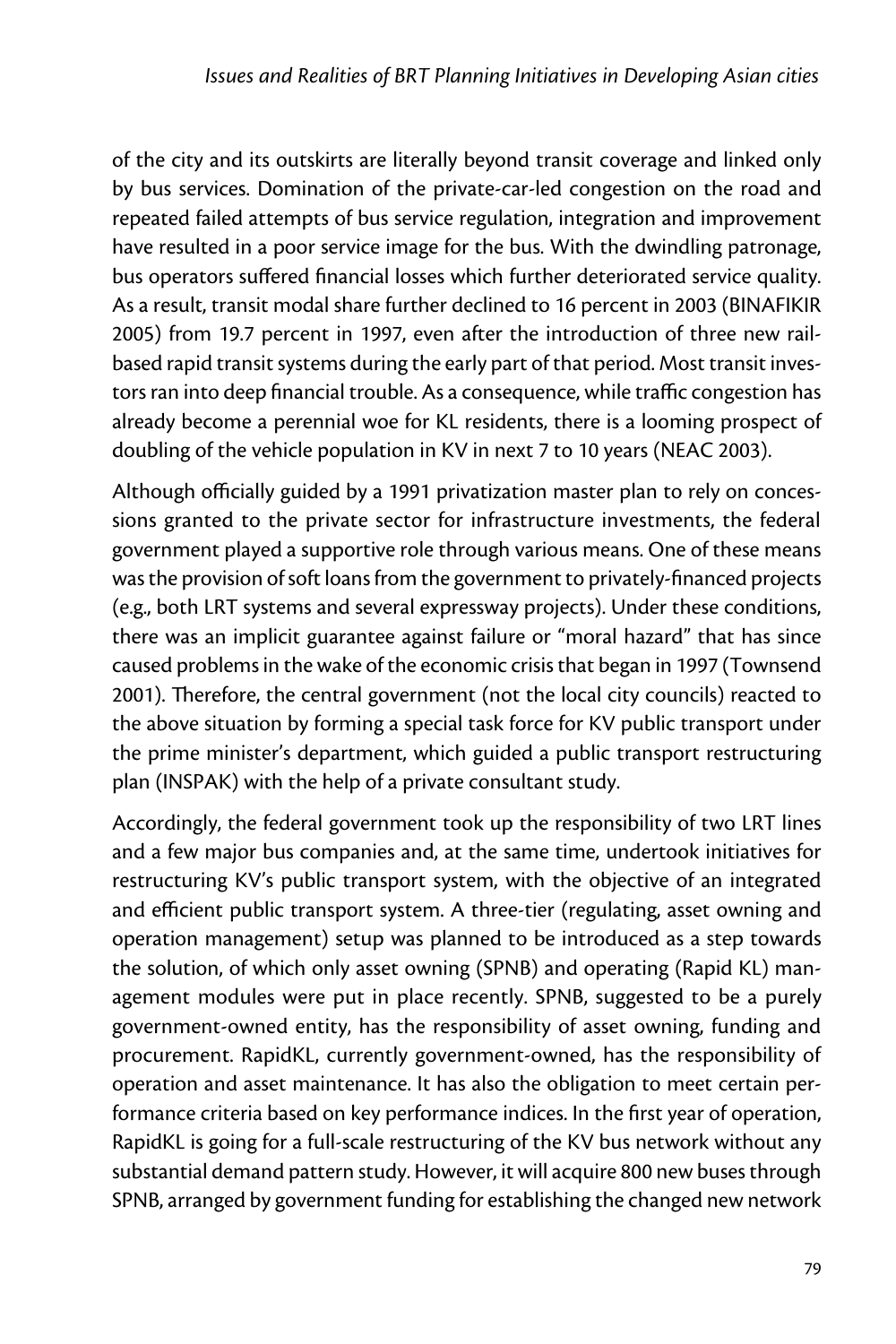of the city and its outskirts are literally beyond transit coverage and linked only by bus services. Domination of the private-car-led congestion on the road and repeated failed attempts of bus service regulation, integration and improvement have resulted in a poor service image for the bus. With the dwindling patronage, bus operators suffered financial losses which further deteriorated service quality. As a result, transit modal share further declined to 16 percent in 2003 (BINAFIKIR 2005) from 19.7 percent in 1997, even after the introduction of three new rail-based rapid transit systems during the early part of that period. Most transit investors ran into deep financial trouble. As a consequence, while traffic congestion has already become a perennial woe for KL residents, there is a looming prospect of doubling of the vehicle population in KV in next 7 to 10 years (NEAC 2003).

Although officially guided by a 1991 privatization master plan to rely on concessions granted to the private sector for infrastructure investments, the federal government played a supportive role through various means. One of these means was the provision of soft loans from the government to privately-financed projects (e.g., both LRT systems and several expressway projects). Under these conditions, there was an implicit guarantee against failure or "moral hazard" that has since caused problems in the wake of the economic crisis that began in 1997 (Townsend 2001). Therefore, the central government (not the local city councils) reacted to the above situation by forming a special task force for KV public transport under the prime minister's department, which guided a public transport restructuring plan (INSPAK) with the help of a private consultant study.

Accordingly, the federal government took up the responsibility of two LRT lines and a few major bus companies and, at the same time, undertook initiatives for restructuring KV's public transport system, with the objective of an integrated and efficient public transport system. A three-tier (regulating, asset owning and operation management) setup was planned to be introduced as a step towards the solution, of which only asset owning (SPNB) and operating (Rapid KL) management modules were put in place recently. SPNB, suggested to be a purely government-owned entity, has the responsibility of asset owning, funding and procurement. RapidKL, currently government-owned, has the responsibility of operation and asset maintenance. It has also the obligation to meet certain performance criteria based on key performance indices. In the first year of operation, RapidKL is going for a full-scale restructuring of the KV bus network without any substantial demand pattern study. However, it will acquire 800 new buses through SPNB, arranged by government funding for establishing the changed new network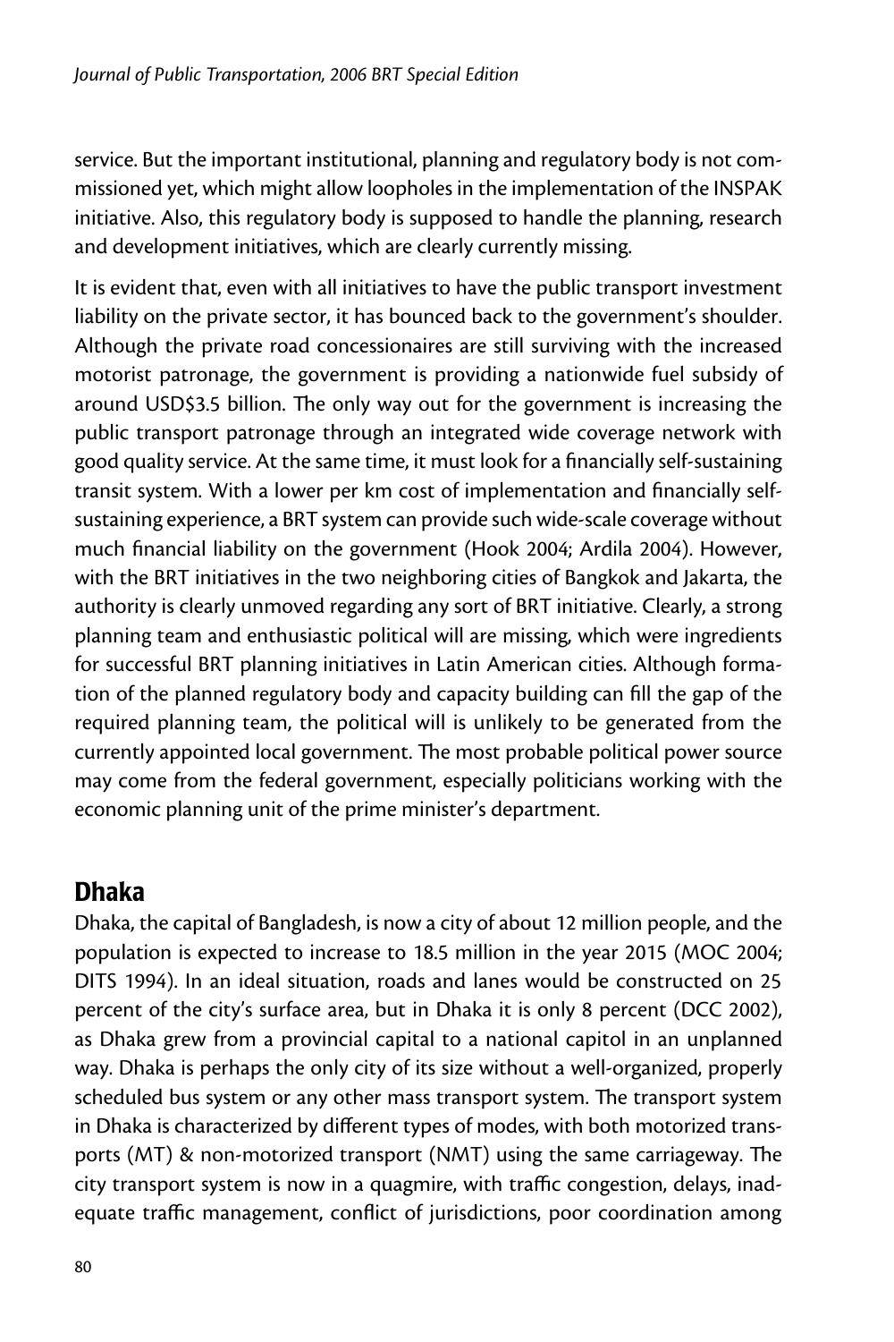service. But the important institutional, planning and regulatory body is not commissioned yet, which might allow loopholes in the implementation of the INSPAK initiative. Also, this regulatory body is supposed to handle the planning, research and development initiatives, which are clearly currently missing.

It is evident that, even with all initiatives to have the public transport investment liability on the private sector, it has bounced back to the government's shoulder. Although the private road concessionaires are still surviving with the increased motorist patronage, the government is providing a nationwide fuel subsidy of around USD$3.5 billion. The only way out for the government is increasing the public transport patronage through an integrated wide coverage network with good quality service. At the same time, it must look for a financially self-sustaining transit system. With a lower per km cost of implementation and financially self-sustaining experience, a BRT system can provide such wide-scale coverage without much financial liability on the government (Hook 2004; Ardila 2004). However, with the BRT initiatives in the two neighboring cities of Bangkok and Jakarta, the authority is clearly unmoved regarding any sort of BRT initiative. Clearly, a strong planning team and enthusiastic political will are missing, which were ingredients for successful BRT planning initiatives in Latin American cities. Although formation of the planned regulatory body and capacity building can fill the gap of the required planning team, the political will is unlikely to be generated from the currently appointed local government. The most probable political power source may come from the federal government, especially politicians working with the economic planning unit of the prime minister's department.

## Dhaka

Dhaka, the capital of Bangladesh, is now a city of about 12 million people, and the population is expected to increase to 18.5 million in the year 2015 (MOC 2004; DITS 1994). In an ideal situation, roads and lanes would be constructed on 25 percent of the city's surface area, but in Dhaka it is only 8 percent (DCC 2002), as Dhaka grew from a provincial capital to a national capitol in an unplanned way. Dhaka is perhaps the only city of its size without a well-organized, properly scheduled bus system or any other mass transport system. The transport system in Dhaka is characterized by different types of modes, with both motorized transports (MT) & non-motorized transport (NMT) using the same carriageway. The city transport system is now in a quagmire, with traffic congestion, delays, inadequate traffic management, conflict of jurisdictions, poor coordination among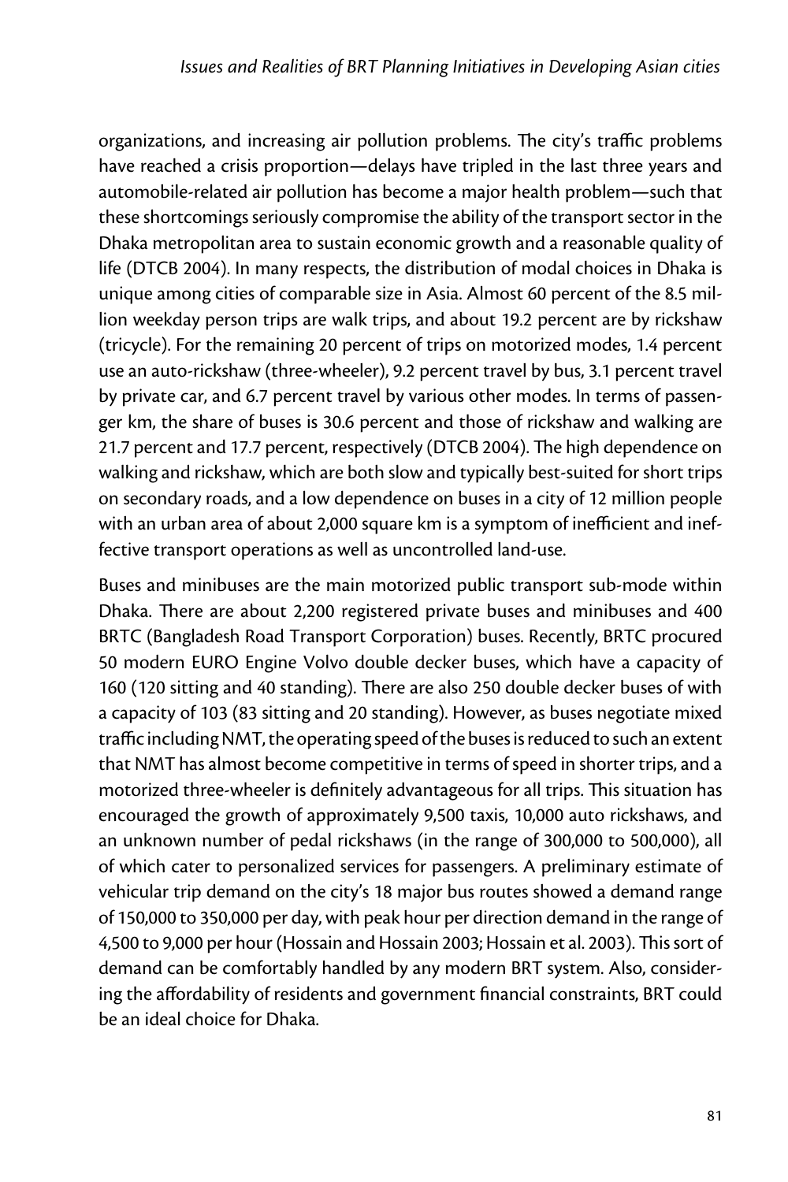organizations, and increasing air pollution problems. The city's traffic problems have reached a crisis proportion—delays have tripled in the last three years and automobile-related air pollution has become a major health problem—such that these shortcomings seriously compromise the ability of the transport sector in the Dhaka metropolitan area to sustain economic growth and a reasonable quality of life (DTCB 2004). In many respects, the distribution of modal choices in Dhaka is unique among cities of comparable size in Asia. Almost 60 percent of the 8.5 million weekday person trips are walk trips, and about 19.2 percent are by rickshaw (tricycle). For the remaining 20 percent of trips on motorized modes, 1.4 percent use an auto-rickshaw (three-wheeler), 9.2 percent travel by bus, 3.1 percent travel by private car, and 6.7 percent travel by various other modes. In terms of passenger km, the share of buses is 30.6 percent and those of rickshaw and walking are 21.7 percent and 17.7 percent, respectively (DTCB 2004). The high dependence on walking and rickshaw, which are both slow and typically best-suited for short trips on secondary roads, and a low dependence on buses in a city of 12 million people with an urban area of about 2,000 square km is a symptom of inefficient and ineffective transport operations as well as uncontrolled land-use.

Buses and minibuses are the main motorized public transport sub-mode within Dhaka. There are about 2,200 registered private buses and minibuses and 400 BRTC (Bangladesh Road Transport Corporation) buses. Recently, BRTC procured 50 modern EURO Engine Volvo double decker buses, which have a capacity of 160 (120 sitting and 40 standing). There are also 250 double decker buses of with a capacity of 103 (83 sitting and 20 standing). However, as buses negotiate mixed traffic including NMT, the operating speed of the buses is reduced to such an extent that NMT has almost become competitive in terms of speed in shorter trips, and a motorized three-wheeler is definitely advantageous for all trips. This situation has encouraged the growth of approximately 9,500 taxis, 10,000 auto rickshaws, and an unknown number of pedal rickshaws (in the range of 300,000 to 500,000), all of which cater to personalized services for passengers. A preliminary estimate of vehicular trip demand on the city's 18 major bus routes showed a demand range of 150,000 to 350,000 per day, with peak hour per direction demand in the range of 4,500 to 9,000 per hour (Hossain and Hossain 2003; Hossain et al. 2003). This sort of demand can be comfortably handled by any modern BRT system. Also, considering the affordability of residents and government financial constraints, BRT could be an ideal choice for Dhaka.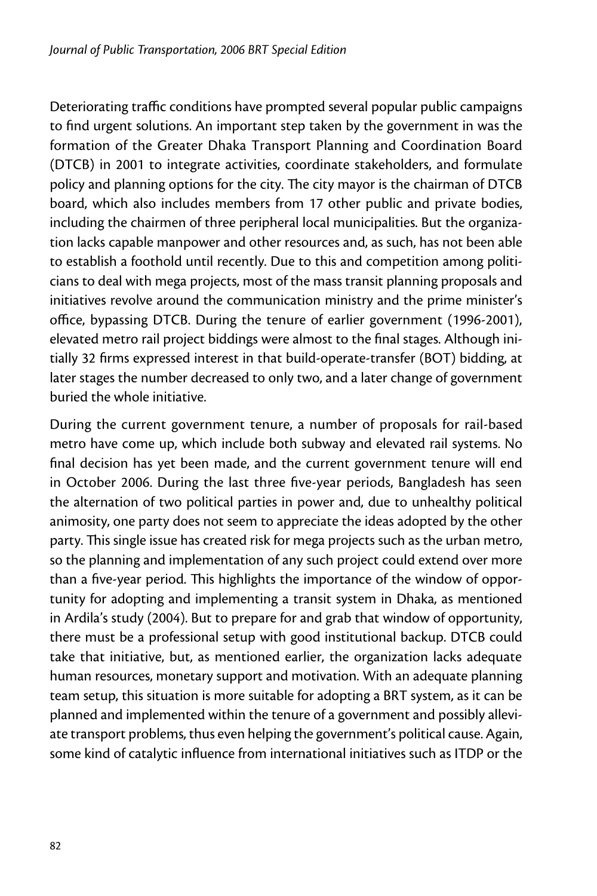Deteriorating traffic conditions have prompted several popular public campaigns to find urgent solutions. An important step taken by the government in was the formation of the Greater Dhaka Transport Planning and Coordination Board (DTCB) in 2001 to integrate activities, coordinate stakeholders, and formulate policy and planning options for the city. The city mayor is the chairman of DTCB board, which also includes members from 17 other public and private bodies, including the chairmen of three peripheral local municipalities. But the organization lacks capable manpower and other resources and, as such, has not been able to establish a foothold until recently. Due to this and competition among politicians to deal with mega projects, most of the mass transit planning proposals and initiatives revolve around the communication ministry and the prime minister's office, bypassing DTCB. During the tenure of earlier government (1996-2001), elevated metro rail project biddings were almost to the final stages. Although initially 32 firms expressed interest in that build-operate-transfer (BOT) bidding, at later stages the number decreased to only two, and a later change of government buried the whole initiative.

During the current government tenure, a number of proposals for rail-based metro have come up, which include both subway and elevated rail systems. No final decision has yet been made, and the current government tenure will end in October 2006. During the last three five-year periods, Bangladesh has seen the alternation of two political parties in power and, due to unhealthy political animosity, one party does not seem to appreciate the ideas adopted by the other party. This single issue has created risk for mega projects such as the urban metro, so the planning and implementation of any such project could extend over more than a five-year period. This highlights the importance of the window of opportunity for adopting and implementing a transit system in Dhaka, as mentioned in Ardila's study (2004). But to prepare for and grab that window of opportunity, there must be a professional setup with good institutional backup. DTCB could take that initiative, but, as mentioned earlier, the organization lacks adequate human resources, monetary support and motivation. With an adequate planning team setup, this situation is more suitable for adopting a BRT system, as it can be planned and implemented within the tenure of a government and possibly alleviate transport problems, thus even helping the government's political cause. Again, some kind of catalytic influence from international initiatives such as ITDP or the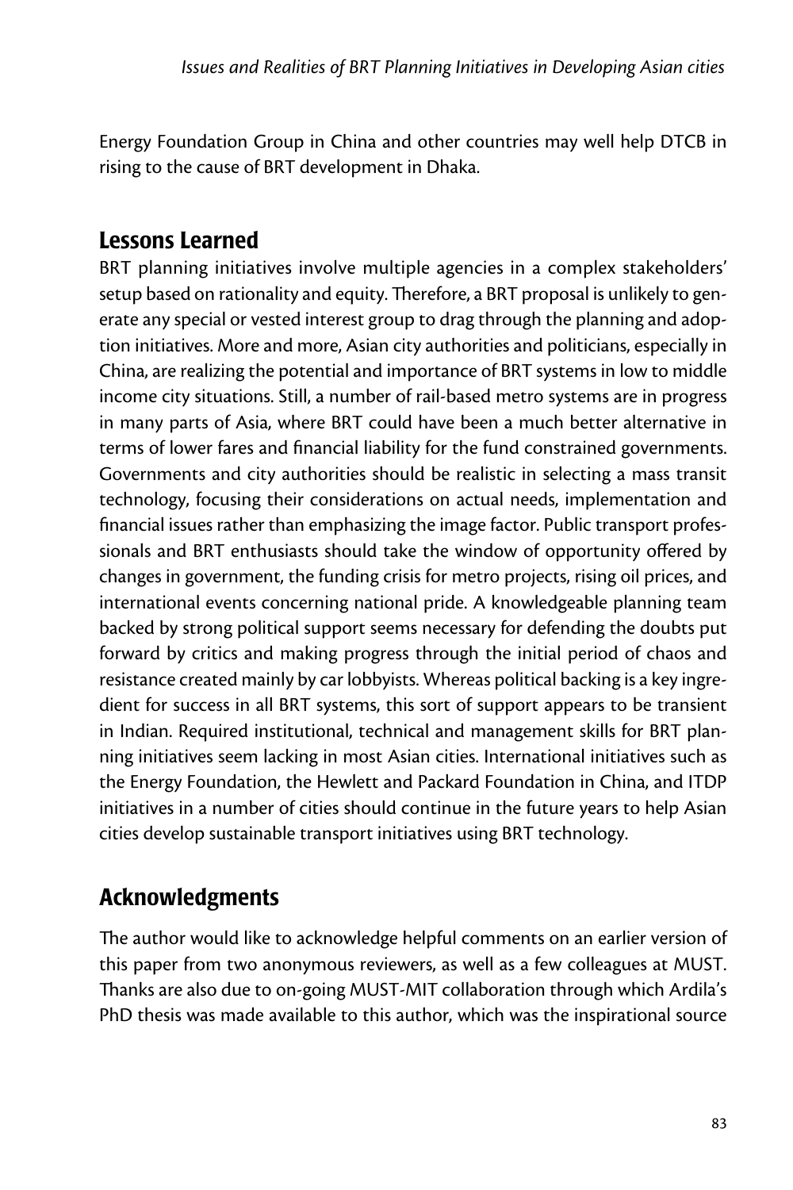Energy Foundation Group in China and other countries may well help DTCB in rising to the cause of BRT development in Dhaka.

## Lessons Learned

BRT planning initiatives involve multiple agencies in a complex stakeholders' setup based on rationality and equity. Therefore, a BRT proposal is unlikely to generate any special or vested interest group to drag through the planning and adoption initiatives. More and more, Asian city authorities and politicians, especially in China, are realizing the potential and importance of BRT systems in low to middle income city situations. Still, a number of rail-based metro systems are in progress in many parts of Asia, where BRT could have been a much better alternative in terms of lower fares and financial liability for the fund constrained governments. Governments and city authorities should be realistic in selecting a mass transit technology, focusing their considerations on actual needs, implementation and financial issues rather than emphasizing the image factor. Public transport professionals and BRT enthusiasts should take the window of opportunity offered by changes in government, the funding crisis for metro projects, rising oil prices, and international events concerning national pride. A knowledgeable planning team backed by strong political support seems necessary for defending the doubts put forward by critics and making progress through the initial period of chaos and resistance created mainly by car lobbyists. Whereas political backing is a key ingredient for success in all BRT systems, this sort of support appears to be transient in Indian. Required institutional, technical and management skills for BRT planning initiatives seem lacking in most Asian cities. International initiatives such as the Energy Foundation, the Hewlett and Packard Foundation in China, and ITDP initiatives in a number of cities should continue in the future years to help Asian cities develop sustainable transport initiatives using BRT technology.

## Acknowledgments

The author would like to acknowledge helpful comments on an earlier version of this paper from two anonymous reviewers, as well as a few colleagues at MUST. Thanks are also due to on-going MUST-MIT collaboration through which Ardila's PhD thesis was made available to this author, which was the inspirational source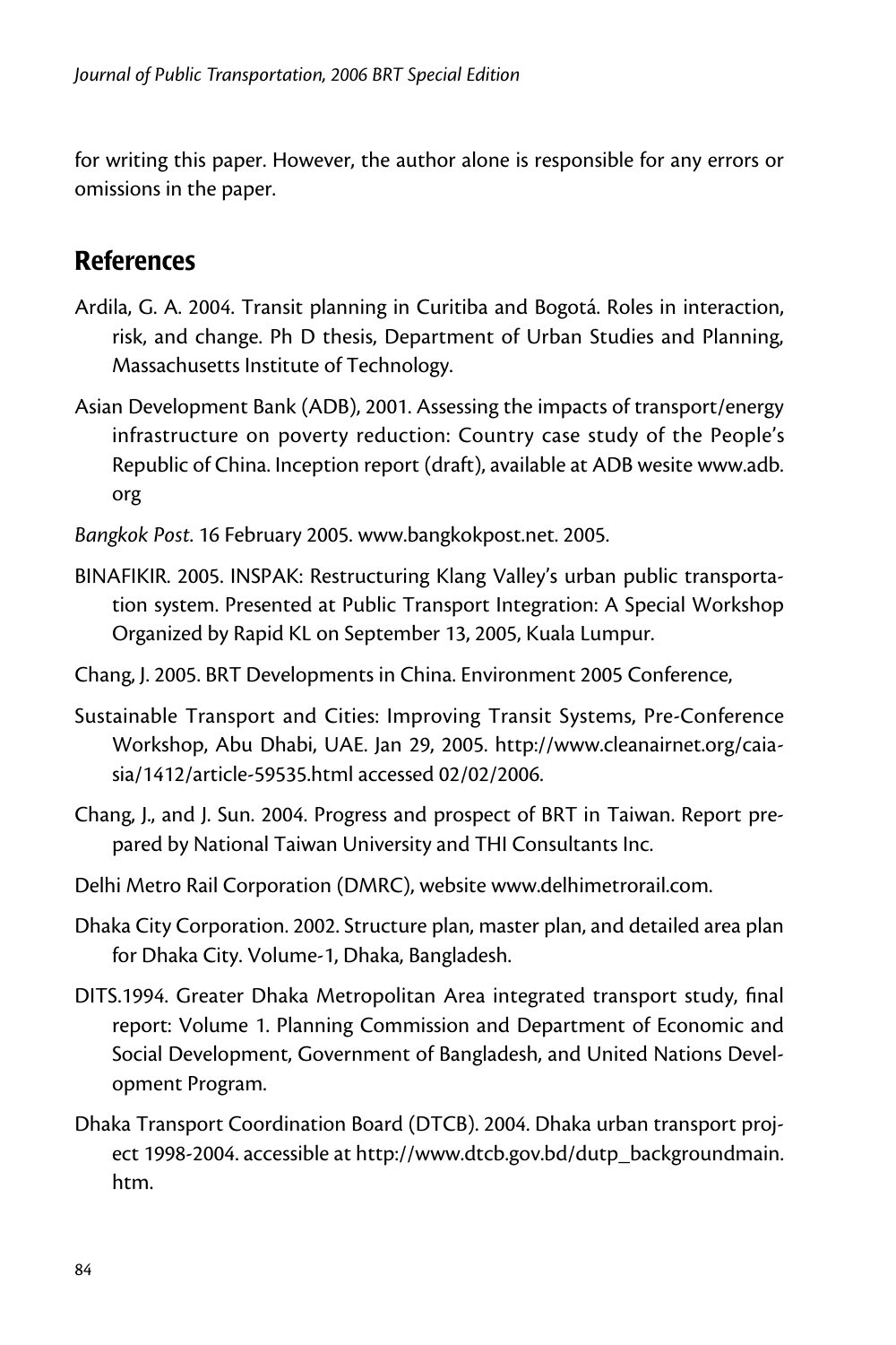for writing this paper. However, the author alone is responsible for any errors or omissions in the paper.

## References

Ardila, G. A. 2004. Transit planning in Curitiba and Bogotá. Roles in interaction, risk, and change. Ph D thesis, Department of Urban Studies and Planning, Massachusetts Institute of Technology.

Asian Development Bank (ADB), 2001. Assessing the impacts of transport/energy infrastructure on poverty reduction: Country case study of the People's Republic of China. Inception report (draft), available at ADB wesite www.adb.org

*Bangkok Post.* 16 February 2005. www.bangkokpost.net. 2005.

BINAFIKIR. 2005. INSPAK: Restructuring Klang Valley's urban public transportation system. Presented at Public Transport Integration: A Special Workshop Organized by Rapid KL on September 13, 2005, Kuala Lumpur.

Chang, J. 2005. BRT Developments in China. Environment 2005 Conference,

Sustainable Transport and Cities: Improving Transit Systems, Pre-Conference Workshop, Abu Dhabi, UAE. Jan 29, 2005. http://www.cleanairnet.org/caiasia/1412/article-59535.html accessed 02/02/2006.

Chang, J., and J. Sun. 2004. Progress and prospect of BRT in Taiwan. Report prepared by National Taiwan University and THI Consultants Inc.

Delhi Metro Rail Corporation (DMRC), website www.delhimetrorail.com.

Dhaka City Corporation. 2002. Structure plan, master plan, and detailed area plan for Dhaka City. Volume-1, Dhaka, Bangladesh.

DITS.1994. Greater Dhaka Metropolitan Area integrated transport study, final report: Volume 1. Planning Commission and Department of Economic and Social Development, Government of Bangladesh, and United Nations Development Program.

Dhaka Transport Coordination Board (DTCB). 2004. Dhaka urban transport project 1998-2004. accessible at http://www.dtcb.gov.bd/dutp_backgroundmain.htm.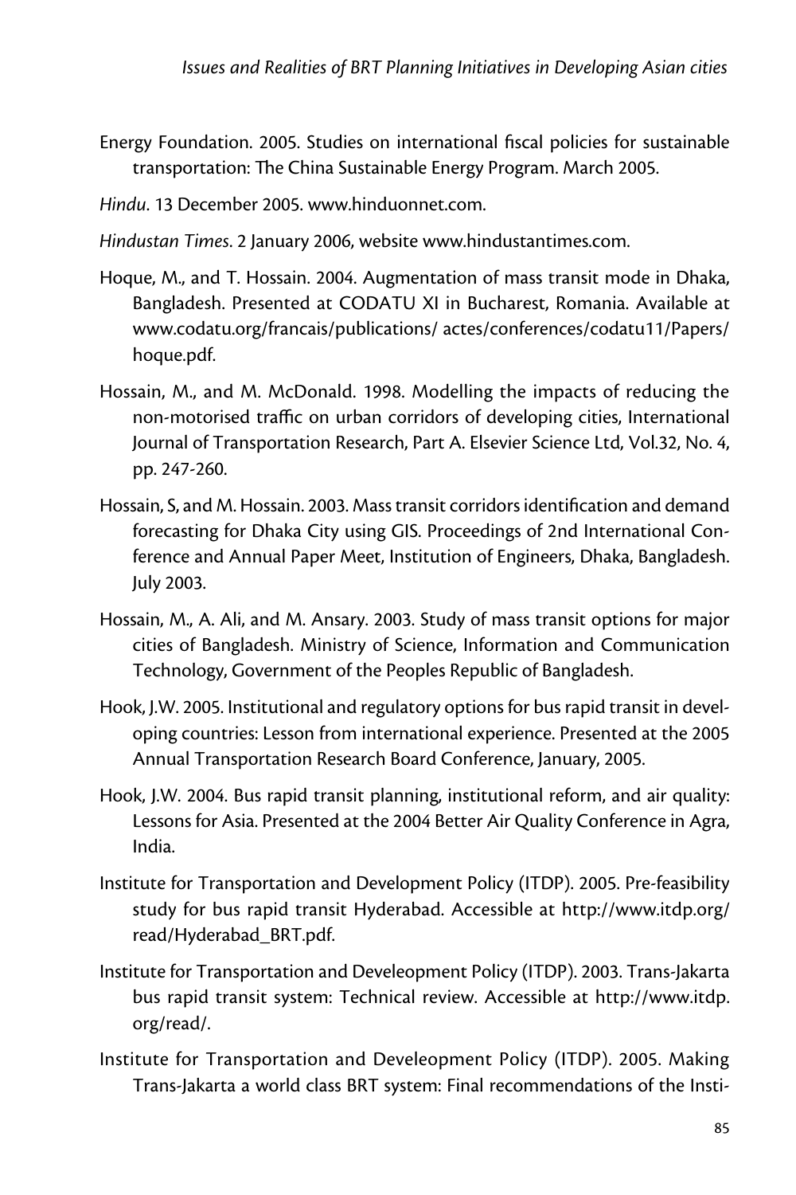Energy Foundation. 2005. Studies on international fiscal policies for sustainable transportation: The China Sustainable Energy Program. March 2005.

*Hindu*. 13 December 2005. www.hinduonnet.com.

*Hindustan Times*. 2 January 2006, website www.hindustantimes.com.

Hoque, M., and T. Hossain. 2004. Augmentation of mass transit mode in Dhaka, Bangladesh. Presented at CODATU XI in Bucharest, Romania. Available at www.codatu.org/francais/publications/ actes/conferences/codatu11/Papers/hoque.pdf.

Hossain, M., and M. McDonald. 1998. Modelling the impacts of reducing the non-motorised traffic on urban corridors of developing cities, International Journal of Transportation Research, Part A. Elsevier Science Ltd, Vol.32, No. 4, pp. 247-260.

Hossain, S, and M. Hossain. 2003. Mass transit corridors identification and demand forecasting for Dhaka City using GIS. Proceedings of 2nd International Conference and Annual Paper Meet, Institution of Engineers, Dhaka, Bangladesh. July 2003.

Hossain, M., A. Ali, and M. Ansary. 2003. Study of mass transit options for major cities of Bangladesh. Ministry of Science, Information and Communication Technology, Government of the Peoples Republic of Bangladesh.

Hook, J.W. 2005. Institutional and regulatory options for bus rapid transit in developing countries: Lesson from international experience. Presented at the 2005 Annual Transportation Research Board Conference, January, 2005.

Hook, J.W. 2004. Bus rapid transit planning, institutional reform, and air quality: Lessons for Asia. Presented at the 2004 Better Air Quality Conference in Agra, India.

Institute for Transportation and Development Policy (ITDP). 2005. Pre-feasibility study for bus rapid transit Hyderabad. Accessible at http://www.itdp.org/read/Hyderabad_BRT.pdf.

Institute for Transportation and Develeopment Policy (ITDP). 2003. Trans-Jakarta bus rapid transit system: Technical review. Accessible at http://www.itdp.org/read/.

Institute for Transportation and Develeopment Policy (ITDP). 2005. Making Trans-Jakarta a world class BRT system: Final recommendations of the Insti-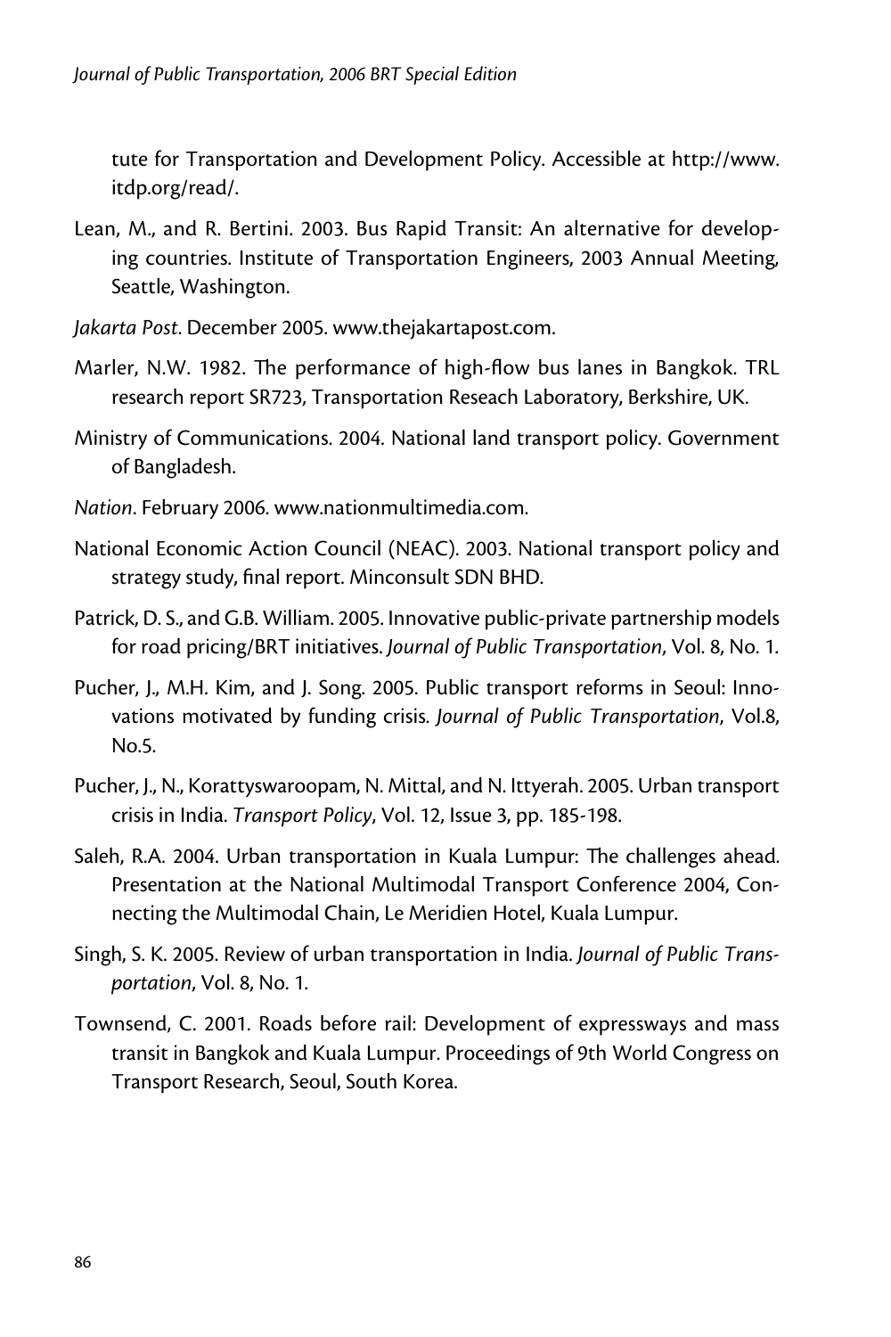tute for Transportation and Development Policy. Accessible at http://www.itdp.org/read/.

Lean, M., and R. Bertini. 2003. Bus Rapid Transit: An alternative for developing countries. Institute of Transportation Engineers, 2003 Annual Meeting, Seattle, Washington.

*Jakarta Post*. December 2005. www.thejakartapost.com.

Marler, N.W. 1982. The performance of high-flow bus lanes in Bangkok. TRL research report SR723, Transportation Reseach Laboratory, Berkshire, UK.

Ministry of Communications. 2004. National land transport policy. Government of Bangladesh.

*Nation*. February 2006. www.nationmultimedia.com.

National Economic Action Council (NEAC). 2003. National transport policy and strategy study, final report. Minconsult SDN BHD.

Patrick, D. S., and G.B. William. 2005. Innovative public-private partnership models for road pricing/BRT initiatives. *Journal of Public Transportation*, Vol. 8, No. 1.

Pucher, J., M.H. Kim, and J. Song. 2005. Public transport reforms in Seoul: Innovations motivated by funding crisis. *Journal of Public Transportation*, Vol.8, No.5.

Pucher, J., N., Korattyswaroopam, N. Mittal, and N. Ittyerah. 2005. Urban transport crisis in India. *Transport Policy*, Vol. 12, Issue 3, pp. 185-198.

Saleh, R.A. 2004. Urban transportation in Kuala Lumpur: The challenges ahead. Presentation at the National Multimodal Transport Conference 2004, Connecting the Multimodal Chain, Le Meridien Hotel, Kuala Lumpur.

Singh, S. K. 2005. Review of urban transportation in India. *Journal of Public Transportation*, Vol. 8, No. 1.

Townsend, C. 2001. Roads before rail: Development of expressways and mass transit in Bangkok and Kuala Lumpur. Proceedings of 9th World Congress on Transport Research, Seoul, South Korea.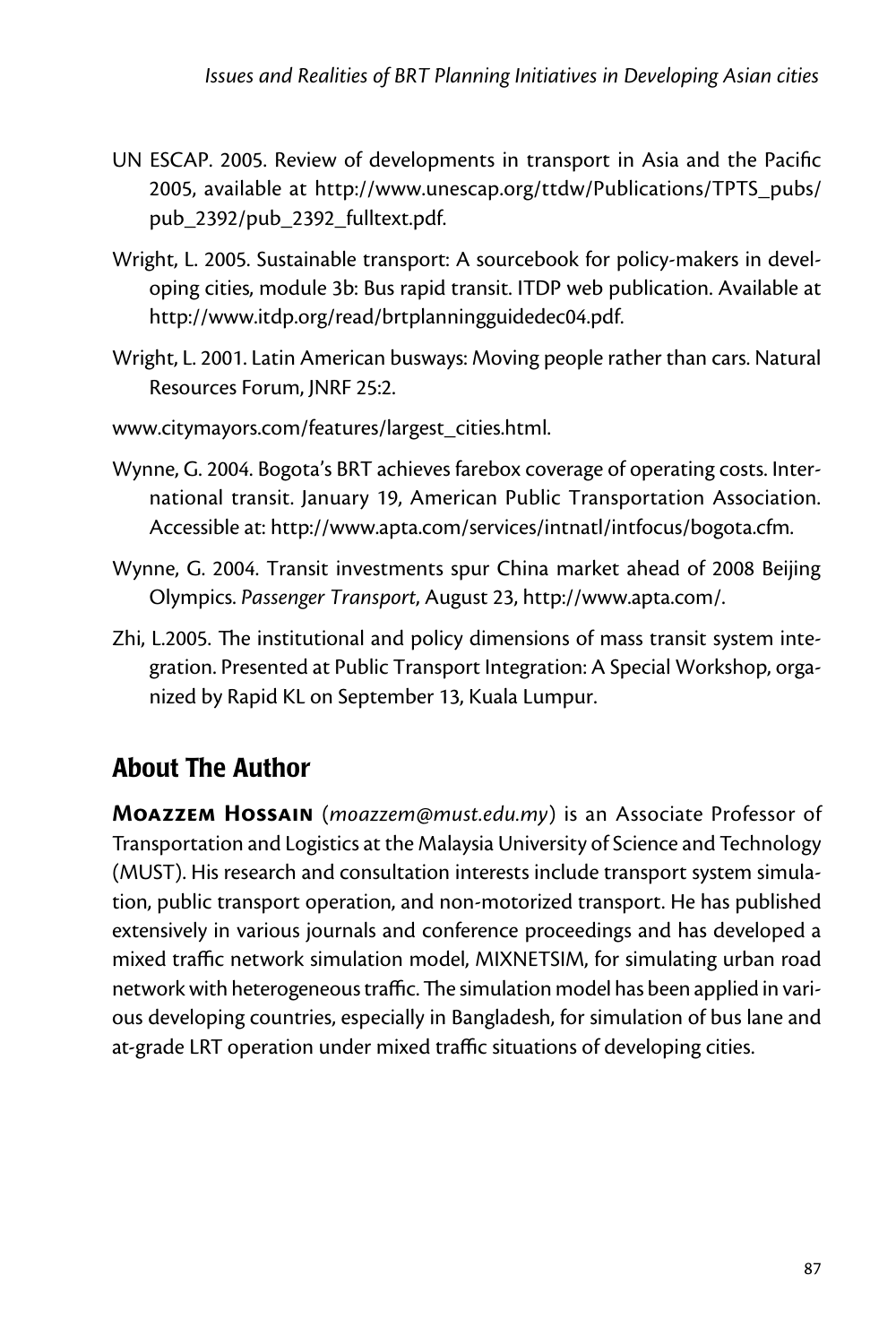UN ESCAP. 2005. Review of developments in transport in Asia and the Pacific 2005, available at http://www.unescap.org/ttdw/Publications/TPTS_pubs/pub_2392/pub_2392_fulltext.pdf.

Wright, L. 2005. Sustainable transport: A sourcebook for policy-makers in developing cities, module 3b: Bus rapid transit. ITDP web publication. Available at http://www.itdp.org/read/brtplanningguidedec04.pdf.

Wright, L. 2001. Latin American busways: Moving people rather than cars. Natural Resources Forum, JNRF 25:2.

www.citymayors.com/features/largest_cities.html.

Wynne, G. 2004. Bogota's BRT achieves farebox coverage of operating costs. International transit. January 19, American Public Transportation Association. Accessible at: http://www.apta.com/services/intnatl/intfocus/bogota.cfm.

Wynne, G. 2004. Transit investments spur China market ahead of 2008 Beijing Olympics. *Passenger Transport*, August 23, http://www.apta.com/.

Zhi, L.2005. The institutional and policy dimensions of mass transit system integration. Presented at Public Transport Integration: A Special Workshop, organized by Rapid KL on September 13, Kuala Lumpur.

## About The Author

**Moazzem Hossain** (*moazzem@must.edu.my*) is an Associate Professor of Transportation and Logistics at the Malaysia University of Science and Technology (MUST). His research and consultation interests include transport system simulation, public transport operation, and non-motorized transport. He has published extensively in various journals and conference proceedings and has developed a mixed traffic network simulation model, MIXNETSIM, for simulating urban road network with heterogeneous traffic. The simulation model has been applied in various developing countries, especially in Bangladesh, for simulation of bus lane and at-grade LRT operation under mixed traffic situations of developing cities.